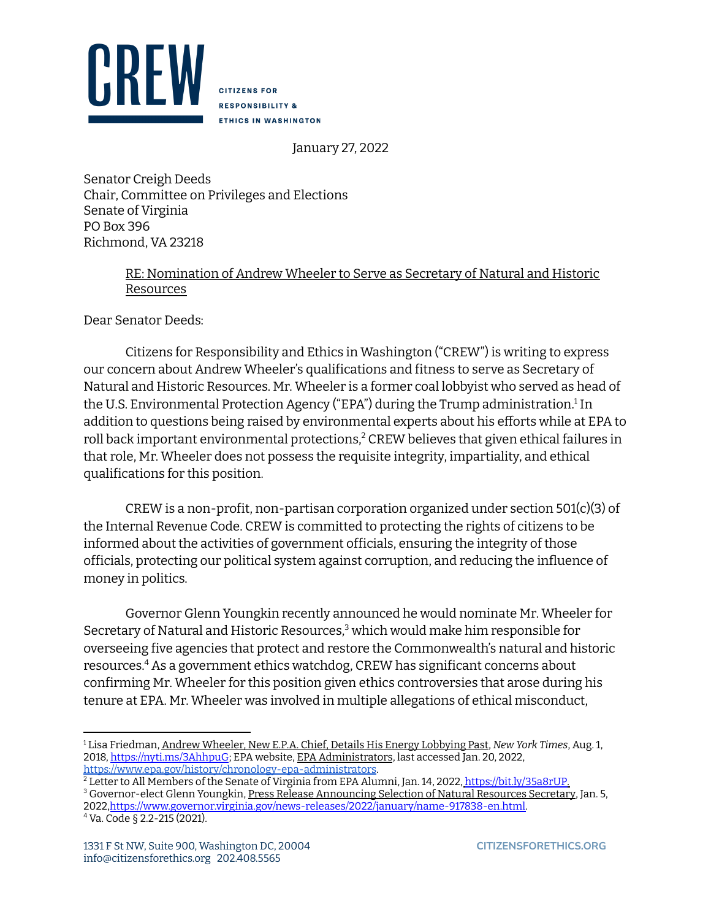# CREW

**CITIZENS FOR RESPONSIBILITY & ETHICS IN WASHINGTON**

January 27, 2022

Senator Creigh Deeds
Chair, Committee on Privileges and Elections
Senate of Virginia
PO Box 396
Richmond, VA 23218

RE: Nomination of Andrew Wheeler to Serve as Secretary of Natural and Historic Resources

Dear Senator Deeds:

Citizens for Responsibility and Ethics in Washington ("CREW") is writing to express our concern about Andrew Wheeler's qualifications and fitness to serve as Secretary of Natural and Historic Resources. Mr. Wheeler is a former coal lobbyist who served as head of the U.S. Environmental Protection Agency ("EPA") during the Trump administration.[1] In addition to questions being raised by environmental experts about his efforts while at EPA to roll back important environmental protections,[2] CREW believes that given ethical failures in that role, Mr. Wheeler does not possess the requisite integrity, impartiality, and ethical qualifications for this position.

CREW is a non-profit, non-partisan corporation organized under section 501(c)(3) of the Internal Revenue Code. CREW is committed to protecting the rights of citizens to be informed about the activities of government officials, ensuring the integrity of those officials, protecting our political system against corruption, and reducing the influence of money in politics.

Governor Glenn Youngkin recently announced he would nominate Mr. Wheeler for Secretary of Natural and Historic Resources,[3] which would make him responsible for overseeing five agencies that protect and restore the Commonwealth's natural and historic resources.[4] As a government ethics watchdog, CREW has significant concerns about confirming Mr. Wheeler for this position given ethics controversies that arose during his tenure at EPA. Mr. Wheeler was involved in multiple allegations of ethical misconduct,

---

[1] Lisa Friedman, Andrew Wheeler, New E.P.A. Chief, Details His Energy Lobbying Past, *New York Times*, Aug. 1, 2018, https://nyti.ms/3AhhpuG; EPA website, EPA Administrators, last accessed Jan. 20, 2022, https://www.epa.gov/history/chronology-epa-administrators.

[2] Letter to All Members of the Senate of Virginia from EPA Alumni, Jan. 14, 2022, https://bit.ly/35a8rUP.

[3] Governor-elect Glenn Youngkin, Press Release Announcing Selection of Natural Resources Secretary, Jan. 5, 2022, https://www.governor.virginia.gov/news-releases/2022/january/name-917838-en.html.

[4] Va. Code § 2.2-215 (2021).

1331 F St NW, Suite 900, Washington DC, 20004
info@citizensforethics.org 202.408.5565
CITIZENSFORETHICS.ORG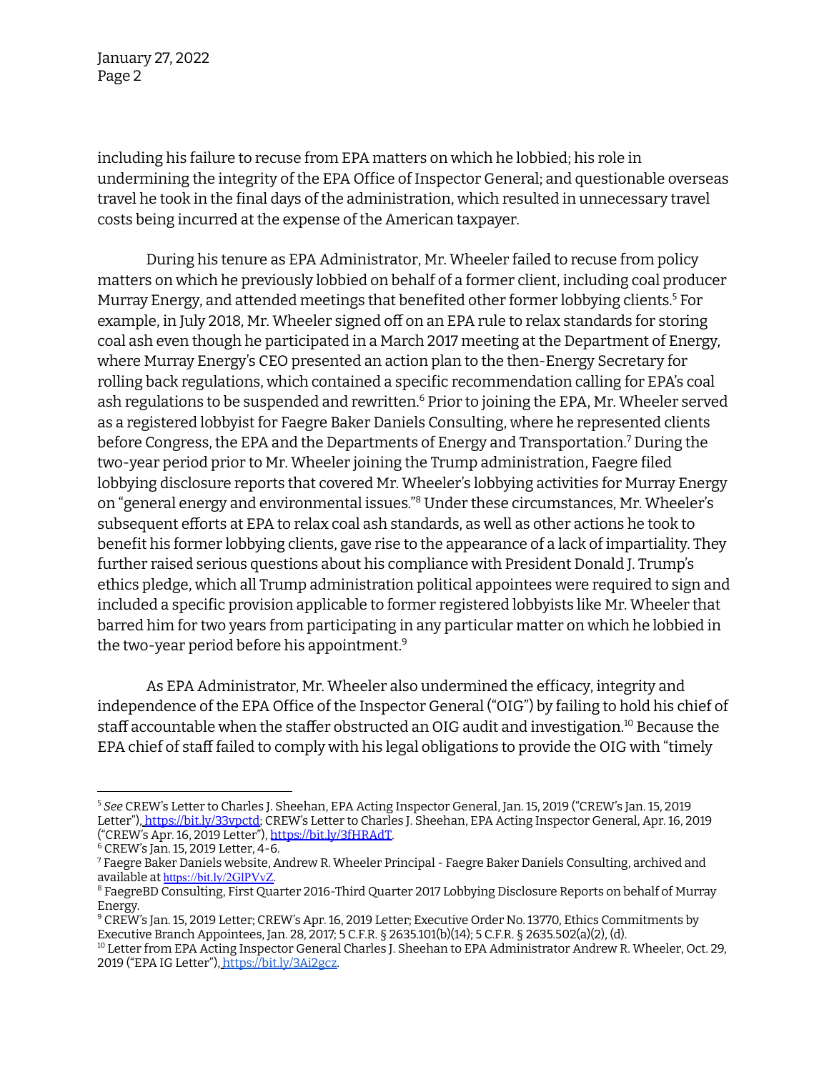including his failure to recuse from EPA matters on which he lobbied; his role in undermining the integrity of the EPA Office of Inspector General; and questionable overseas travel he took in the final days of the administration, which resulted in unnecessary travel costs being incurred at the expense of the American taxpayer.

During his tenure as EPA Administrator, Mr. Wheeler failed to recuse from policy matters on which he previously lobbied on behalf of a former client, including coal producer Murray Energy, and attended meetings that benefited other former lobbying clients.[5] For example, in July 2018, Mr. Wheeler signed off on an EPA rule to relax standards for storing coal ash even though he participated in a March 2017 meeting at the Department of Energy, where Murray Energy's CEO presented an action plan to the then-Energy Secretary for rolling back regulations, which contained a specific recommendation calling for EPA's coal ash regulations to be suspended and rewritten.[6] Prior to joining the EPA, Mr. Wheeler served as a registered lobbyist for Faegre Baker Daniels Consulting, where he represented clients before Congress, the EPA and the Departments of Energy and Transportation.[7] During the two-year period prior to Mr. Wheeler joining the Trump administration, Faegre filed lobbying disclosure reports that covered Mr. Wheeler's lobbying activities for Murray Energy on "general energy and environmental issues."[8] Under these circumstances, Mr. Wheeler's subsequent efforts at EPA to relax coal ash standards, as well as other actions he took to benefit his former lobbying clients, gave rise to the appearance of a lack of impartiality. They further raised serious questions about his compliance with President Donald J. Trump's ethics pledge, which all Trump administration political appointees were required to sign and included a specific provision applicable to former registered lobbyists like Mr. Wheeler that barred him for two years from participating in any particular matter on which he lobbied in the two-year period before his appointment.[9]

As EPA Administrator, Mr. Wheeler also undermined the efficacy, integrity and independence of the EPA Office of the Inspector General ("OIG") by failing to hold his chief of staff accountable when the staffer obstructed an OIG audit and investigation.[10] Because the EPA chief of staff failed to comply with his legal obligations to provide the OIG with "timely

---

[5] *See* CREW's Letter to Charles J. Sheehan, EPA Acting Inspector General, Jan. 15, 2019 ("CREW's Jan. 15, 2019 Letter"), https://bit.ly/33vpctd; CREW's Letter to Charles J. Sheehan, EPA Acting Inspector General, Apr. 16, 2019 ("CREW's Apr. 16, 2019 Letter"), https://bit.ly/3fHRAdT.

[6] CREW's Jan. 15, 2019 Letter, 4-6.

[7] Faegre Baker Daniels website, Andrew R. Wheeler Principal - Faegre Baker Daniels Consulting, archived and available at https://bit.ly/2GlPVvZ.

[8] FaegreBD Consulting, First Quarter 2016-Third Quarter 2017 Lobbying Disclosure Reports on behalf of Murray Energy.

[9] CREW's Jan. 15, 2019 Letter; CREW's Apr. 16, 2019 Letter; Executive Order No. 13770, Ethics Commitments by Executive Branch Appointees, Jan. 28, 2017; 5 C.F.R. § 2635.101(b)(14); 5 C.F.R. § 2635.502(a)(2), (d).

[10] Letter from EPA Acting Inspector General Charles J. Sheehan to EPA Administrator Andrew R. Wheeler, Oct. 29, 2019 ("EPA IG Letter"), https://bit.ly/3Ai2gcz.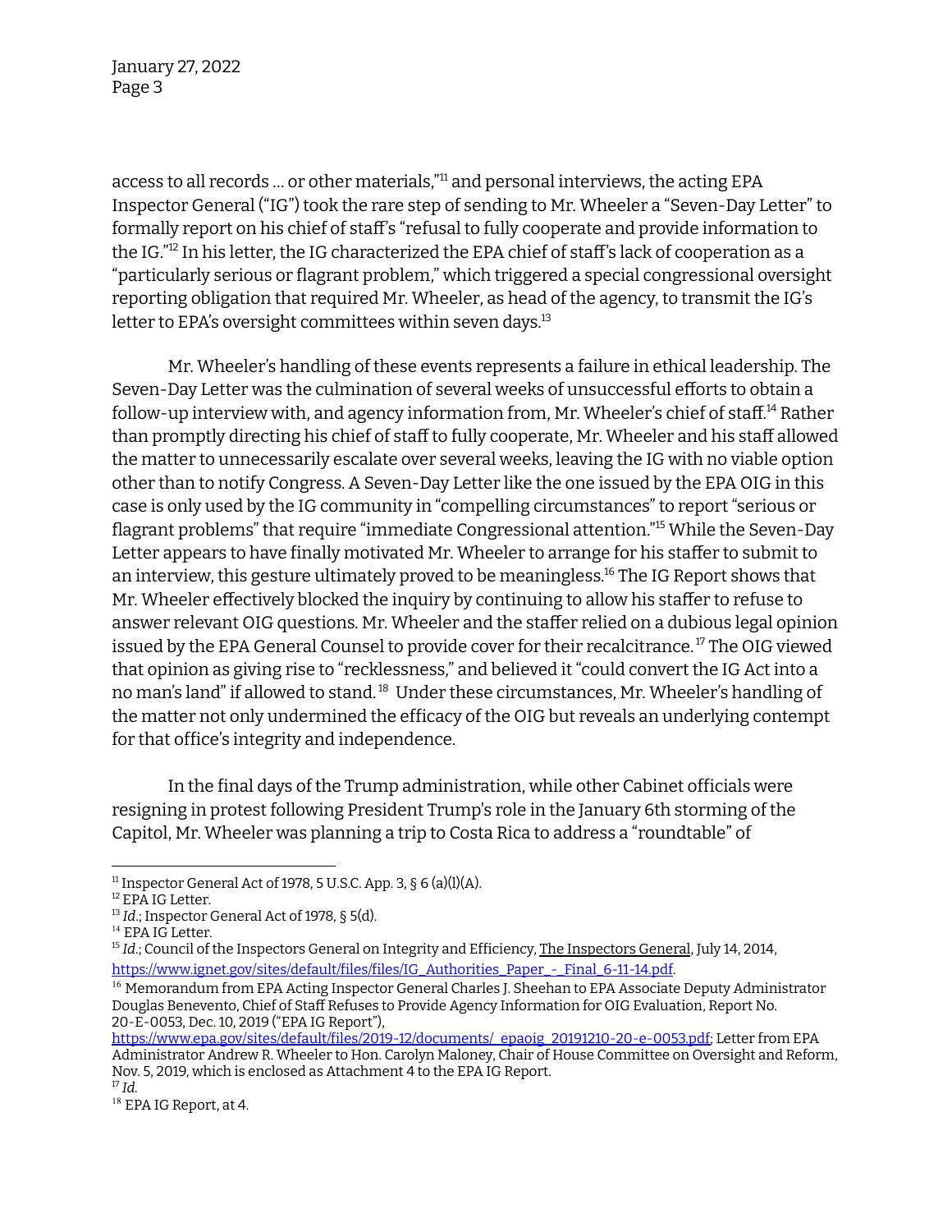access to all records … or other materials,"[11] and personal interviews, the acting EPA Inspector General ("IG") took the rare step of sending to Mr. Wheeler a "Seven-Day Letter" to formally report on his chief of staff's "refusal to fully cooperate and provide information to the IG."[12] In his letter, the IG characterized the EPA chief of staff's lack of cooperation as a "particularly serious or flagrant problem," which triggered a special congressional oversight reporting obligation that required Mr. Wheeler, as head of the agency, to transmit the IG's letter to EPA's oversight committees within seven days.[13]

Mr. Wheeler's handling of these events represents a failure in ethical leadership. The Seven-Day Letter was the culmination of several weeks of unsuccessful efforts to obtain a follow-up interview with, and agency information from, Mr. Wheeler's chief of staff.[14] Rather than promptly directing his chief of staff to fully cooperate, Mr. Wheeler and his staff allowed the matter to unnecessarily escalate over several weeks, leaving the IG with no viable option other than to notify Congress. A Seven-Day Letter like the one issued by the EPA OIG in this case is only used by the IG community in "compelling circumstances" to report "serious or flagrant problems" that require "immediate Congressional attention."[15] While the Seven-Day Letter appears to have finally motivated Mr. Wheeler to arrange for his staffer to submit to an interview, this gesture ultimately proved to be meaningless.[16] The IG Report shows that Mr. Wheeler effectively blocked the inquiry by continuing to allow his staffer to refuse to answer relevant OIG questions. Mr. Wheeler and the staffer relied on a dubious legal opinion issued by the EPA General Counsel to provide cover for their recalcitrance.[17] The OIG viewed that opinion as giving rise to "recklessness," and believed it "could convert the IG Act into a no man's land" if allowed to stand.[18] Under these circumstances, Mr. Wheeler's handling of the matter not only undermined the efficacy of the OIG but reveals an underlying contempt for that office's integrity and independence.

In the final days of the Trump administration, while other Cabinet officials were resigning in protest following President Trump's role in the January 6th storming of the Capitol, Mr. Wheeler was planning a trip to Costa Rica to address a "roundtable" of

---

[11] Inspector General Act of 1978, 5 U.S.C. App. 3, § 6 (a)(1)(A).

[12] EPA IG Letter.

[13] *Id.*; Inspector General Act of 1978, § 5(d).

[14] EPA IG Letter.

[15] *Id.*; Council of the Inspectors General on Integrity and Efficiency, The Inspectors General, July 14, 2014, https://www.ignet.gov/sites/default/files/files/IG_Authorities_Paper_-_Final_6-11-14.pdf.

[16] Memorandum from EPA Acting Inspector General Charles J. Sheehan to EPA Associate Deputy Administrator Douglas Benevento, Chief of Staff Refuses to Provide Agency Information for OIG Evaluation, Report No. 20-E-0053, Dec. 10, 2019 ("EPA IG Report"), https://www.epa.gov/sites/default/files/2019-12/documents/_epaoig_20191210-20-e-0053.pdf; Letter from EPA Administrator Andrew R. Wheeler to Hon. Carolyn Maloney, Chair of House Committee on Oversight and Reform, Nov. 5, 2019, which is enclosed as Attachment 4 to the EPA IG Report.

[17] *Id.*

[18] EPA IG Report, at 4.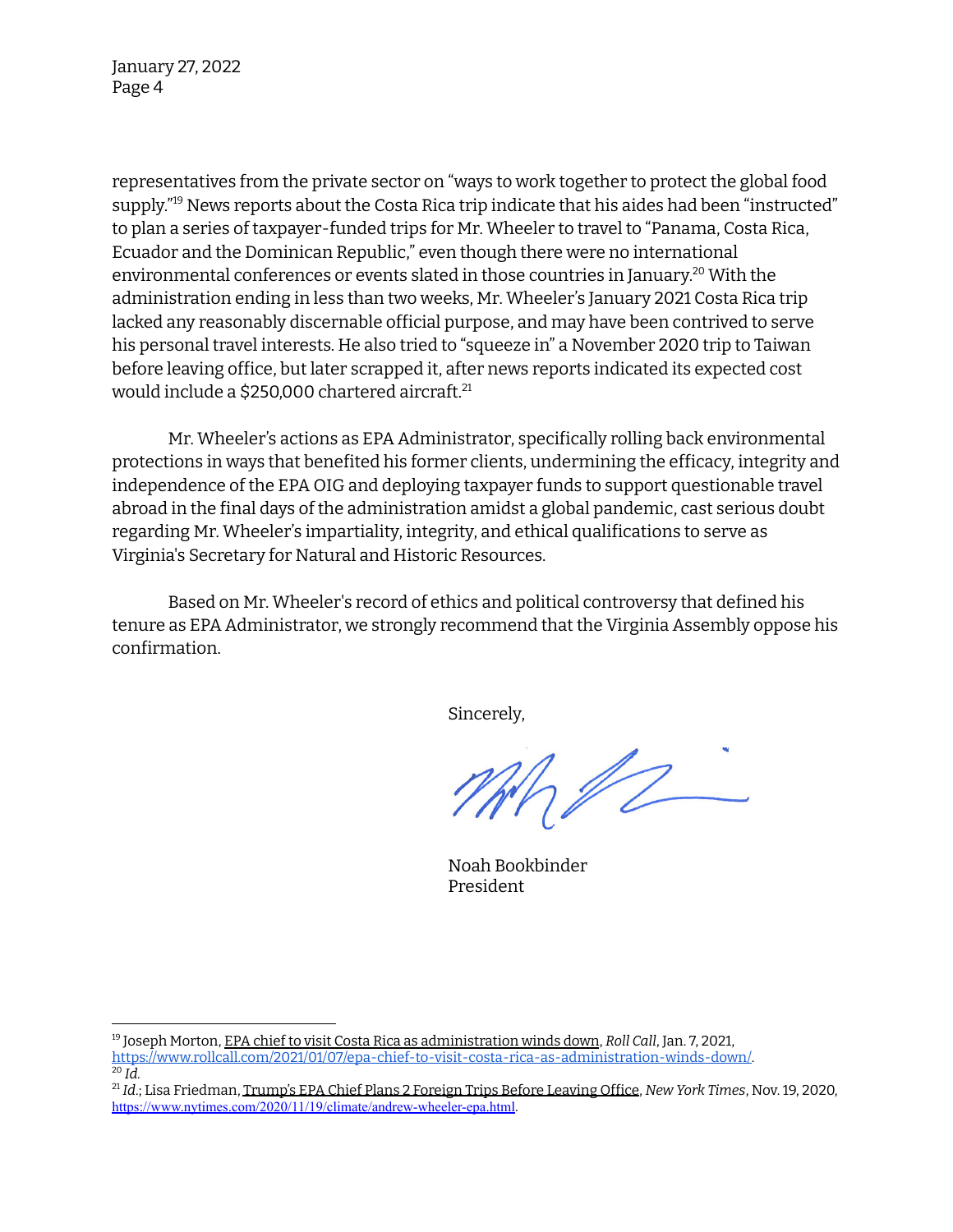representatives from the private sector on "ways to work together to protect the global food supply."[19] News reports about the Costa Rica trip indicate that his aides had been "instructed" to plan a series of taxpayer-funded trips for Mr. Wheeler to travel to "Panama, Costa Rica, Ecuador and the Dominican Republic," even though there were no international environmental conferences or events slated in those countries in January.[20] With the administration ending in less than two weeks, Mr. Wheeler's January 2021 Costa Rica trip lacked any reasonably discernable official purpose, and may have been contrived to serve his personal travel interests. He also tried to "squeeze in" a November 2020 trip to Taiwan before leaving office, but later scrapped it, after news reports indicated its expected cost would include a $250,000 chartered aircraft.[21]

Mr. Wheeler's actions as EPA Administrator, specifically rolling back environmental protections in ways that benefited his former clients, undermining the efficacy, integrity and independence of the EPA OIG and deploying taxpayer funds to support questionable travel abroad in the final days of the administration amidst a global pandemic, cast serious doubt regarding Mr. Wheeler's impartiality, integrity, and ethical qualifications to serve as Virginia's Secretary for Natural and Historic Resources.

Based on Mr. Wheeler's record of ethics and political controversy that defined his tenure as EPA Administrator, we strongly recommend that the Virginia Assembly oppose his confirmation.

Sincerely,

Noah Bookbinder
President

---

[19] Joseph Morton, EPA chief to visit Costa Rica as administration winds down, *Roll Call*, Jan. 7, 2021, https://www.rollcall.com/2021/01/07/epa-chief-to-visit-costa-rica-as-administration-winds-down/.

[20] *Id.*

[21] *Id.*; Lisa Friedman, Trump's EPA Chief Plans 2 Foreign Trips Before Leaving Office, *New York Times*, Nov. 19, 2020, https://www.nytimes.com/2020/11/19/climate/andrew-wheeler-epa.html.